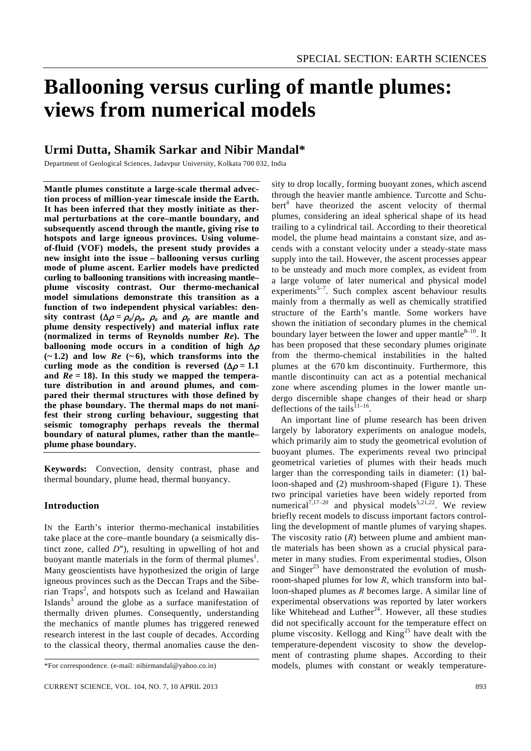# Ballooning versus curling of mantle plumes: views from numerical models

## Urmi Dutta, Shamik Sarkar and Nibir Mandal*

Department of Geological Sciences, Jadavpur University, Kolkata 700 032, India

**Mantle plumes constitute a large-scale thermal advection process of million-year timescale inside the Earth. It has been inferred that they mostly initiate as thermal perturbations at the core–mantle boundary, and subsequently ascend through the mantle, giving rise to hotspots and large igneous provinces. Using volume-of-fluid (VOF) models, the present study provides a new insight into the issue – ballooning versus curling mode of plume ascent. Earlier models have predicted curling to ballooning transitions with increasing mantle–plume viscosity contrast. Our thermo-mechanical model simulations demonstrate this transition as a function of two independent physical variables: density contrast ($\Delta\rho = \rho_a/\rho_p$, $\rho_a$ and $\rho_p$ are mantle and plume density respectively) and material influx rate (normalized in terms of Reynolds number *Re*). The ballooning mode occurs in a condition of high $\Delta\rho$ (~ 1.2) and low *Re* (~ 6), which transforms into the curling mode as the condition is reversed ($\Delta\rho = 1.1$ and *Re* = 18). In this study we mapped the temperature distribution in and around plumes, and compared their thermal structures with those defined by the phase boundary. The thermal maps do not manifest their strong curling behaviour, suggesting that seismic tomography perhaps reveals the thermal boundary of natural plumes, rather than the mantle–plume phase boundary.**

**Keywords:** Convection, density contrast, phase and thermal boundary, plume head, thermal buoyancy.

## Introduction

In the Earth's interior thermo-mechanical instabilities take place at the core–mantle boundary (a seismically distinct zone, called $D''$), resulting in upwelling of hot and buoyant mantle materials in the form of thermal plumes[1]. Many geoscientists have hypothesized the origin of large igneous provinces such as the Deccan Traps and the Siberian Traps[2], and hotspots such as Iceland and Hawaiian Islands[3] around the globe as a surface manifestation of thermally driven plumes. Consequently, understanding the mechanics of mantle plumes has triggered renewed research interest in the last couple of decades. According to the classical theory, thermal anomalies cause the density to drop locally, forming buoyant zones, which ascend through the heavier mantle ambience. Turcotte and Schubert[4] have theorized the ascent velocity of thermal plumes, considering an ideal spherical shape of its head trailing to a cylindrical tail. According to their theoretical model, the plume head maintains a constant size, and ascends with a constant velocity under a steady-state mass supply into the tail. However, the ascent processes appear to be unsteady and much more complex, as evident from a large volume of later numerical and physical model experiments[5–7]. Such complex ascent behaviour results mainly from a thermally as well as chemically stratified structure of the Earth's mantle. Some workers have shown the initiation of secondary plumes in the chemical boundary layer between the lower and upper mantle[8–10]. It has been proposed that these secondary plumes originate from the thermo-chemical instabilities in the halted plumes at the 670 km discontinuity. Furthermore, this mantle discontinuity can act as a potential mechanical zone where ascending plumes in the lower mantle undergo discernible shape changes of their head or sharp deflections of the tails[11–16].

An important line of plume research has been driven largely by laboratory experiments on analogue models, which primarily aim to study the geometrical evolution of buoyant plumes. The experiments reveal two principal geometrical varieties of plumes with their heads much larger than the corresponding tails in diameter: (1) balloon-shaped and (2) mushroom-shaped (Figure 1). These two principal varieties have been widely reported from numerical[7,17–20] and physical models[5,21,22]. We review briefly recent models to discuss important factors controlling the development of mantle plumes of varying shapes. The viscosity ratio (*R*) between plume and ambient mantle materials has been shown as a crucial physical parameter in many studies. From experimental studies, Olson and Singer[23] have demonstrated the evolution of mushroom-shaped plumes for low *R*, which transform into balloon-shaped plumes as *R* becomes large. A similar line of experimental observations was reported by later workers like Whitehead and Luther[24]. However, all these studies did not specifically account for the temperature effect on plume viscosity. Kellogg and King[25] have dealt with the temperature-dependent viscosity to show the development of contrasting plume shapes. According to their models, plumes with constant or weakly temperature-

*For correspondence. (e-mail: nibirmandal@yahoo.co.in)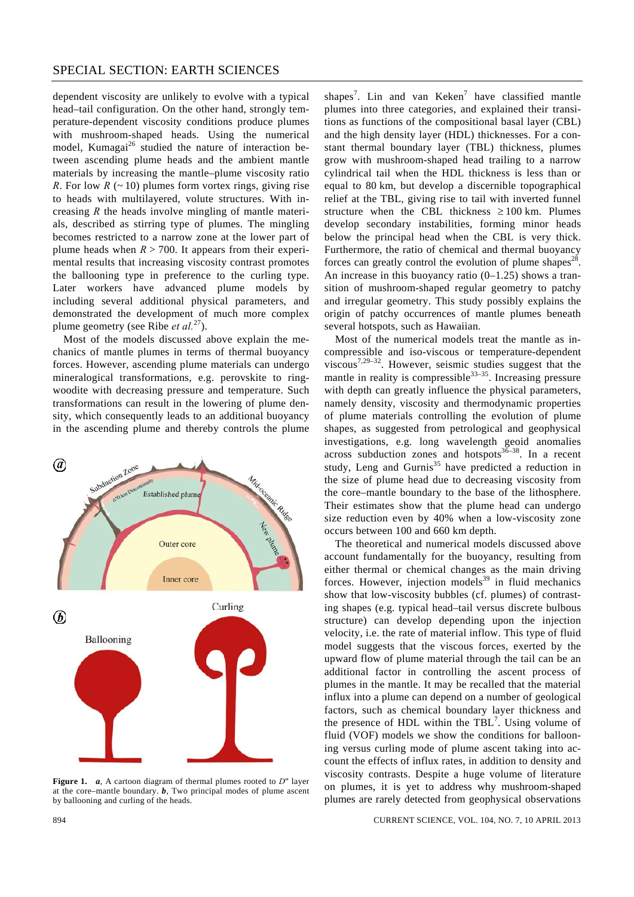dependent viscosity are unlikely to evolve with a typical head–tail configuration. On the other hand, strongly temperature-dependent viscosity conditions produce plumes with mushroom-shaped heads. Using the numerical model, Kumagai[26] studied the nature of interaction between ascending plume heads and the ambient mantle materials by increasing the mantle–plume viscosity ratio $R$. For low $R$ (~ 10) plumes form vortex rings, giving rise to heads with multilayered, volute structures. With increasing $R$ the heads involve mingling of mantle materials, described as stirring type of plumes. The mingling becomes restricted to a narrow zone at the lower part of plume heads when $R > 700$. It appears from their experimental results that increasing viscosity contrast promotes the ballooning type in preference to the curling type. Later workers have advanced plume models by including several additional physical parameters, and demonstrated the development of much more complex plume geometry (see Ribe *et al.*[27]).

Most of the models discussed above explain the mechanics of mantle plumes in terms of thermal buoyancy forces. However, ascending plume materials can undergo mineralogical transformations, e.g. perovskite to ringwoodite with decreasing pressure and temperature. Such transformations can result in the lowering of plume density, which consequently leads to an additional buoyancy in the ascending plume and thereby controls the plume shapes[7]. Lin and van Keken[7] have classified mantle plumes into three categories, and explained their transitions as functions of the compositional basal layer (CBL) and the high density layer (HDL) thicknesses. For a constant thermal boundary layer (TBL) thickness, plumes grow with mushroom-shaped head trailing to a narrow cylindrical tail when the HDL thickness is less than or equal to 80 km, but develop a discernible topographical relief at the TBL, giving rise to tail with inverted funnel structure when the CBL thickness $\geq 100$ km. Plumes develop secondary instabilities, forming minor heads below the principal head when the CBL is very thick. Furthermore, the ratio of chemical and thermal buoyancy forces can greatly control the evolution of plume shapes[28]. An increase in this buoyancy ratio (0–1.25) shows a transition of mushroom-shaped regular geometry to patchy and irregular geometry. This study possibly explains the origin of patchy occurrences of mantle plumes beneath several hotspots, such as Hawaiian.

Most of the numerical models treat the mantle as incompressible and iso-viscous or temperature-dependent viscous[7,29–32]. However, seismic studies suggest that the mantle in reality is compressible[33–35]. Increasing pressure with depth can greatly influence the physical parameters, namely density, viscosity and thermodynamic properties of plume materials controlling the evolution of plume shapes, as suggested from petrological and geophysical investigations, e.g. long wavelength geoid anomalies across subduction zones and hotspots[36–38]. In a recent study, Leng and Gurnis[35] have predicted a reduction in the size of plume head due to decreasing viscosity from the core–mantle boundary to the base of the lithosphere. Their estimates show that the plume head can undergo size reduction even by 40% when a low-viscosity zone occurs between 100 and 660 km depth.

The theoretical and numerical models discussed above account fundamentally for the buoyancy, resulting from either thermal or chemical changes as the main driving forces. However, injection models[39] in fluid mechanics show that low-viscosity bubbles (cf. plumes) of contrasting shapes (e.g. typical head–tail versus discrete bulbous structure) can develop depending upon the injection velocity, i.e. the rate of material inflow. This type of fluid model suggests that the viscous forces, exerted by the upward flow of plume material through the tail can be an additional factor in controlling the ascent process of plumes in the mantle. It may be recalled that the material influx into a plume can depend on a number of geological factors, such as chemical boundary layer thickness and the presence of HDL within the TBL[7]. Using volume of fluid (VOF) models we show the conditions for ballooning versus curling mode of plume ascent taking into account the effects of influx rates, in addition to density and viscosity contrasts. Despite a huge volume of literature on plumes, it is yet to address why mushroom-shaped plumes are rarely detected from geophysical observations

**Figure 1.** *a*, A cartoon diagram of thermal plumes rooted to $D''$ layer at the core–mantle boundary. *b*, Two principal modes of plume ascent by ballooning and curling of the heads.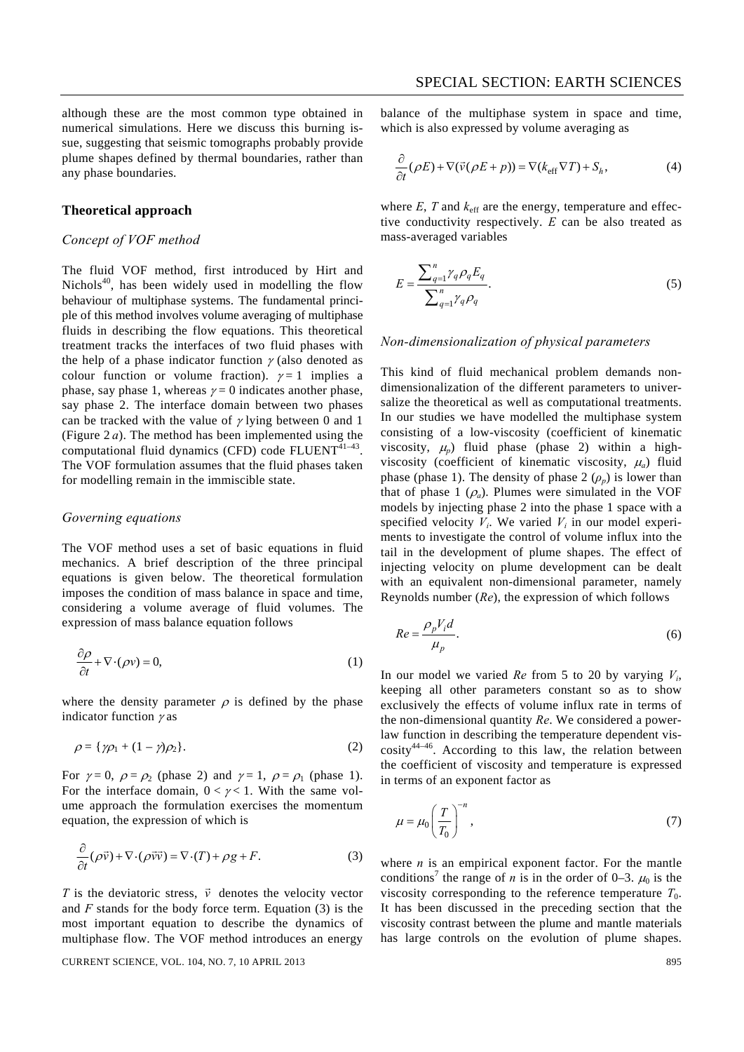although these are the most common type obtained in numerical simulations. Here we discuss this burning issue, suggesting that seismic tomographs probably provide plume shapes defined by thermal boundaries, rather than any phase boundaries.

## Theoretical approach

### *Concept of VOF method*

The fluid VOF method, first introduced by Hirt and Nichols[40], has been widely used in modelling the flow behaviour of multiphase systems. The fundamental principle of this method involves volume averaging of multiphase fluids in describing the flow equations. This theoretical treatment tracks the interfaces of two fluid phases with the help of a phase indicator function $\gamma$ (also denoted as colour function or volume fraction). $\gamma = 1$ implies a phase, say phase 1, whereas $\gamma = 0$ indicates another phase, say phase 2. The interface domain between two phases can be tracked with the value of $\gamma$ lying between 0 and 1 (Figure 2 *a*). The method has been implemented using the computational fluid dynamics (CFD) code FLUENT[41–43]. The VOF formulation assumes that the fluid phases taken for modelling remain in the immiscible state.

### *Governing equations*

The VOF method uses a set of basic equations in fluid mechanics. A brief description of the three principal equations is given below. The theoretical formulation imposes the condition of mass balance in space and time, considering a volume average of fluid volumes. The expression of mass balance equation follows

$$\frac{\partial \rho}{\partial t} + \nabla \cdot (\rho v) = 0, \tag{1}$$

where the density parameter $\rho$ is defined by the phase indicator function $\gamma$ as

$$\rho = \{\gamma\rho_1 + (1 - \gamma)\rho_2\}. \tag{2}$$

For $\gamma = 0$, $\rho = \rho_2$ (phase 2) and $\gamma = 1$, $\rho = \rho_1$ (phase 1). For the interface domain, $0 < \gamma < 1$. With the same volume approach the formulation exercises the momentum equation, the expression of which is

$$\frac{\partial}{\partial t}(\rho \vec{v}) + \nabla \cdot (\rho \vec{v}\vec{v}) = \nabla \cdot (T) + \rho g + F. \tag{3}$$

$T$ is the deviatoric stress, $\vec{v}$ denotes the velocity vector and $F$ stands for the body force term. Equation (3) is the most important equation to describe the dynamics of multiphase flow. The VOF method introduces an energy balance of the multiphase system in space and time, which is also expressed by volume averaging as

$$\frac{\partial}{\partial t}(\rho E) + \nabla(\vec{v}(\rho E + p)) = \nabla(k_{\text{eff}} \nabla T) + S_h, \tag{4}$$

where $E$, $T$ and $k_{\text{eff}}$ are the energy, temperature and effective conductivity respectively. $E$ can be also treated as mass-averaged variables

$$E = \frac{\sum_{q=1}^{n} \gamma_q \rho_q E_q}{\sum_{q=1}^{n} \gamma_q \rho_q}. \tag{5}$$

### *Non-dimensionalization of physical parameters*

This kind of fluid mechanical problem demands non-dimensionalization of the different parameters to universalize the theoretical as well as computational treatments. In our studies we have modelled the multiphase system consisting of a low-viscosity (coefficient of kinematic viscosity, $\mu_p$) fluid phase (phase 2) within a high-viscosity (coefficient of kinematic viscosity, $\mu_a$) fluid phase (phase 1). The density of phase 2 ($\rho_p$) is lower than that of phase 1 ($\rho_a$). Plumes were simulated in the VOF models by injecting phase 2 into the phase 1 space with a specified velocity $V_i$. We varied $V_i$ in our model experiments to investigate the control of volume influx into the tail in the development of plume shapes. The effect of injecting velocity on plume development can be dealt with an equivalent non-dimensional parameter, namely Reynolds number (*Re*), the expression of which follows

$$Re = \frac{\rho_p V_i d}{\mu_p}. \tag{6}$$

In our model we varied *Re* from 5 to 20 by varying $V_i$, keeping all other parameters constant so as to show exclusively the effects of volume influx rate in terms of the non-dimensional quantity *Re*. We considered a power-law function in describing the temperature dependent viscosity[44–46]. According to this law, the relation between the coefficient of viscosity and temperature is expressed in terms of an exponent factor as

$$\mu = \mu_0 \left(\frac{T}{T_0}\right)^{-n}, \tag{7}$$

where $n$ is an empirical exponent factor. For the mantle conditions[7] the range of $n$ is in the order of 0–3. $\mu_0$ is the viscosity corresponding to the reference temperature $T_0$. It has been discussed in the preceding section that the viscosity contrast between the plume and mantle materials has large controls on the evolution of plume shapes.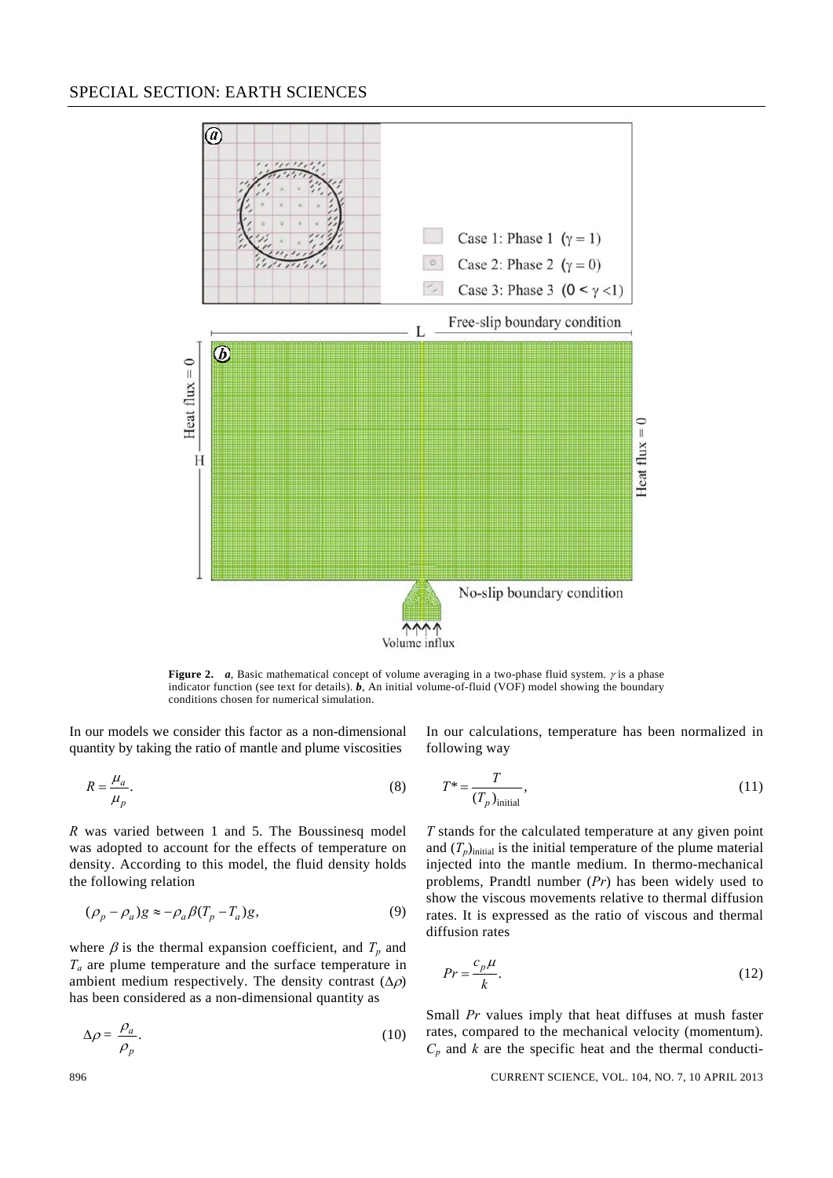**Figure 2.** ***a***, Basic mathematical concept of volume averaging in a two-phase fluid system. $\gamma$ is a phase indicator function (see text for details). ***b***, An initial volume-of-fluid (VOF) model showing the boundary conditions chosen for numerical simulation.

In our models we consider this factor as a non-dimensional quantity by taking the ratio of mantle and plume viscosities

$$R = \frac{\mu_a}{\mu_p}. \tag{8}$$

$R$ was varied between 1 and 5. The Boussinesq model was adopted to account for the effects of temperature on density. According to this model, the fluid density holds the following relation

$$(\rho_p - \rho_a)g \approx -\rho_a \beta (T_p - T_a)g, \tag{9}$$

where $\beta$ is the thermal expansion coefficient, and $T_p$ and $T_a$ are plume temperature and the surface temperature in ambient medium respectively. The density contrast ($\Delta\rho$) has been considered as a non-dimensional quantity as

$$\Delta\rho = \frac{\rho_a}{\rho_p}. \tag{10}$$

In our calculations, temperature has been normalized in following way

$$T^* = \frac{T}{(T_p)_{\text{initial}}}, \tag{11}$$

$T$ stands for the calculated temperature at any given point and $(T_p)_{\text{initial}}$ is the initial temperature of the plume material injected into the mantle medium. In thermo-mechanical problems, Prandtl number ($Pr$) has been widely used to show the viscous movements relative to thermal diffusion rates. It is expressed as the ratio of viscous and thermal diffusion rates

$$Pr = \frac{c_p \mu}{k}. \tag{12}$$

Small $Pr$ values imply that heat diffuses at mush faster rates, compared to the mechanical velocity (momentum). $C_p$ and $k$ are the specific heat and the thermal conducti-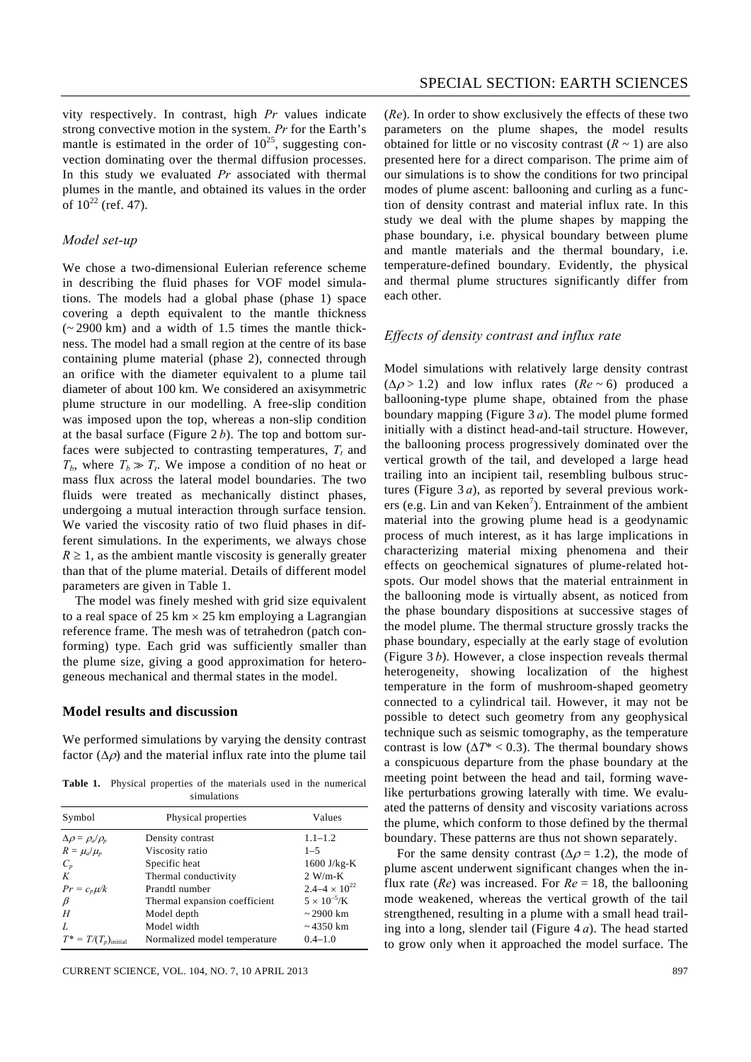vity respectively. In contrast, high $Pr$ values indicate strong convective motion in the system. $Pr$ for the Earth's mantle is estimated in the order of $10^{25}$, suggesting convection dominating over the thermal diffusion processes. In this study we evaluated $Pr$ associated with thermal plumes in the mantle, and obtained its values in the order of $10^{22}$ (ref. 47).

### *Model set-up*

We chose a two-dimensional Eulerian reference scheme in describing the fluid phases for VOF model simulations. The models had a global phase (phase 1) space covering a depth equivalent to the mantle thickness (~ 2900 km) and a width of 1.5 times the mantle thickness. The model had a small region at the centre of its base containing plume material (phase 2), connected through an orifice with the diameter equivalent to a plume tail diameter of about 100 km. We considered an axisymmetric plume structure in our modelling. A free-slip condition was imposed upon the top, whereas a non-slip condition at the basal surface (Figure 2 *b*). The top and bottom surfaces were subjected to contrasting temperatures, $T_t$ and $T_b$, where $T_b \gg T_t$. We impose a condition of no heat or mass flux across the lateral model boundaries. The two fluids were treated as mechanically distinct phases, undergoing a mutual interaction through surface tension. We varied the viscosity ratio of two fluid phases in different simulations. In the experiments, we always chose $R \geq 1$, as the ambient mantle viscosity is generally greater than that of the plume material. Details of different model parameters are given in Table 1.

The model was finely meshed with grid size equivalent to a real space of 25 km × 25 km employing a Lagrangian reference frame. The mesh was of tetrahedron (patch conforming) type. Each grid was sufficiently smaller than the plume size, giving a good approximation for heterogeneous mechanical and thermal states in the model.

## **Model results and discussion**

We performed simulations by varying the density contrast factor ($\Delta\rho$) and the material influx rate into the plume tail

**Table 1.** Physical properties of the materials used in the numerical simulations

| Symbol | Physical properties | Values |
|---|---|---|
| $\Delta\rho = \rho_a/\rho_p$ | Density contrast | 1.1–1.2 |
| $R = \mu_a/\mu_p$ | Viscosity ratio | 1–5 |
| $C_p$ | Specific heat | 1600 J/kg-K |
| $K$ | Thermal conductivity | 2 W/m-K |
| $Pr = c_p\mu/k$ | Prandtl number | $2.4–4 \times 10^{22}$ |
| $\beta$ | Thermal expansion coefficient | $5 \times 10^{-5}$/K |
| $H$ | Model depth | ~ 2900 km |
| $L$ | Model width | ~ 4350 km |
| $T^* = T/(T_p)_{\text{initial}}$ | Normalized model temperature | 0.4–1.0 |

($Re$). In order to show exclusively the effects of these two parameters on the plume shapes, the model results obtained for little or no viscosity contrast ($R \sim 1$) are also presented here for a direct comparison. The prime aim of our simulations is to show the conditions for two principal modes of plume ascent: ballooning and curling as a function of density contrast and material influx rate. In this study we deal with the plume shapes by mapping the phase boundary, i.e. physical boundary between plume and mantle materials and the thermal boundary, i.e. temperature-defined boundary. Evidently, the physical and thermal plume structures significantly differ from each other.

### *Effects of density contrast and influx rate*

Model simulations with relatively large density contrast ($\Delta\rho > 1.2$) and low influx rates ($Re \sim 6$) produced a ballooning-type plume shape, obtained from the phase boundary mapping (Figure 3 *a*). The model plume formed initially with a distinct head-and-tail structure. However, the ballooning process progressively dominated over the vertical growth of the tail, and developed a large head trailing into an incipient tail, resembling bulbous structures (Figure 3 *a*), as reported by several previous workers (e.g. Lin and van Keken[7]). Entrainment of the ambient material into the growing plume head is a geodynamic process of much interest, as it has large implications in characterizing material mixing phenomena and their effects on geochemical signatures of plume-related hotspots. Our model shows that the material entrainment in the ballooning mode is virtually absent, as noticed from the phase boundary dispositions at successive stages of the model plume. The thermal structure grossly tracks the phase boundary, especially at the early stage of evolution (Figure 3 *b*). However, a close inspection reveals thermal heterogeneity, showing localization of the highest temperature in the form of mushroom-shaped geometry connected to a cylindrical tail. However, it may not be possible to detect such geometry from any geophysical technique such as seismic tomography, as the temperature contrast is low ($\Delta T^* < 0.3$). The thermal boundary shows a conspicuous departure from the phase boundary at the meeting point between the head and tail, forming wave-like perturbations growing laterally with time. We evaluated the patterns of density and viscosity variations across the plume, which conform to those defined by the thermal boundary. These patterns are thus not shown separately.

For the same density contrast ($\Delta\rho = 1.2$), the mode of plume ascent underwent significant changes when the influx rate ($Re$) was increased. For $Re = 18$, the ballooning mode weakened, whereas the vertical growth of the tail strengthened, resulting in a plume with a small head trailing into a long, slender tail (Figure 4 *a*). The head started to grow only when it approached the model surface. The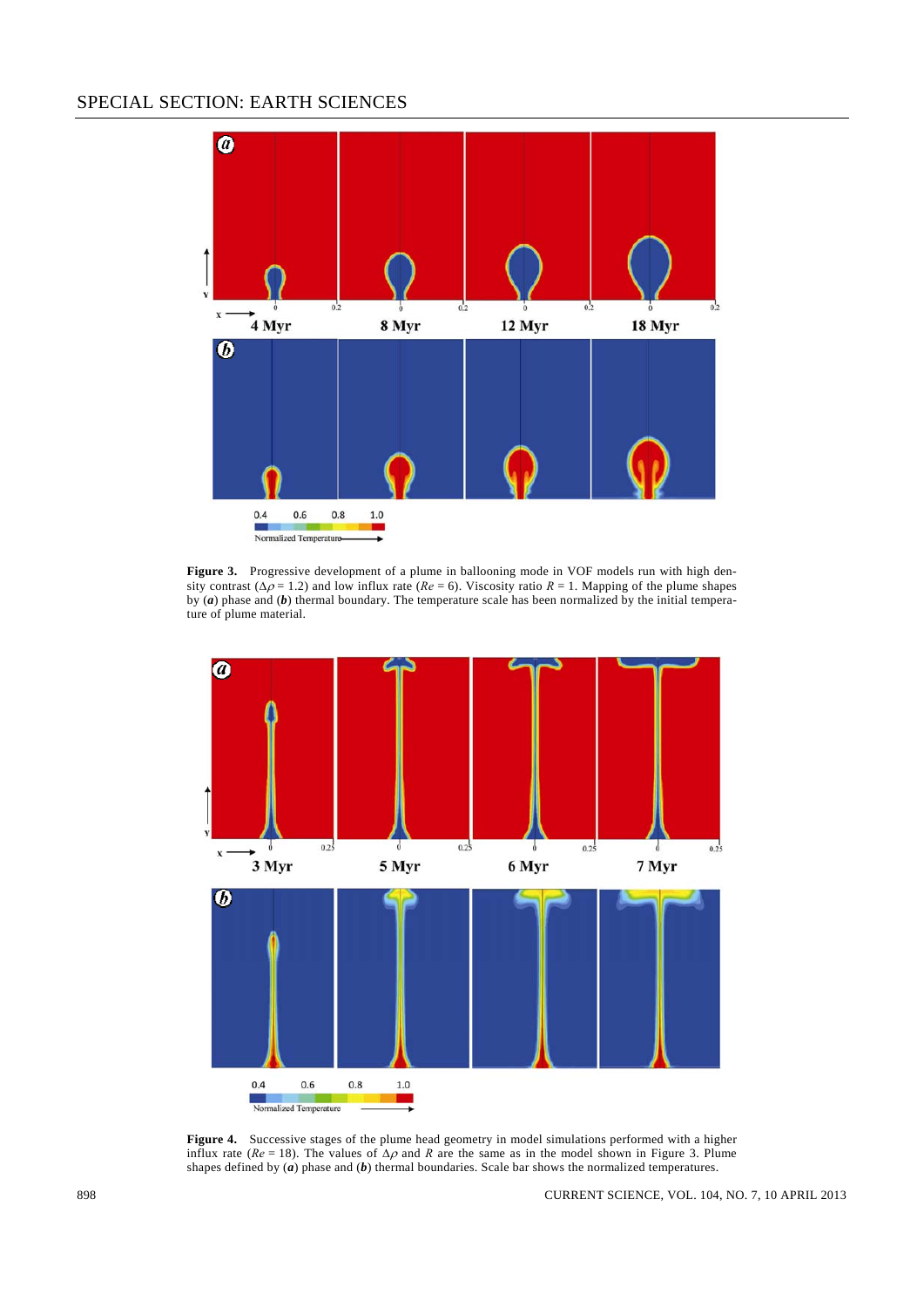**Figure 3.** Progressive development of a plume in ballooning mode in VOF models run with high density contrast ($\Delta\rho = 1.2$) and low influx rate ($Re = 6$). Viscosity ratio $R = 1$. Mapping of the plume shapes by (***a***) phase and (***b***) thermal boundary. The temperature scale has been normalized by the initial temperature of plume material.

**Figure 4.** Successive stages of the plume head geometry in model simulations performed with a higher influx rate ($Re = 18$). The values of $\Delta\rho$ and $R$ are the same as in the model shown in Figure 3. Plume shapes defined by (***a***) phase and (***b***) thermal boundaries. Scale bar shows the normalized temperatures.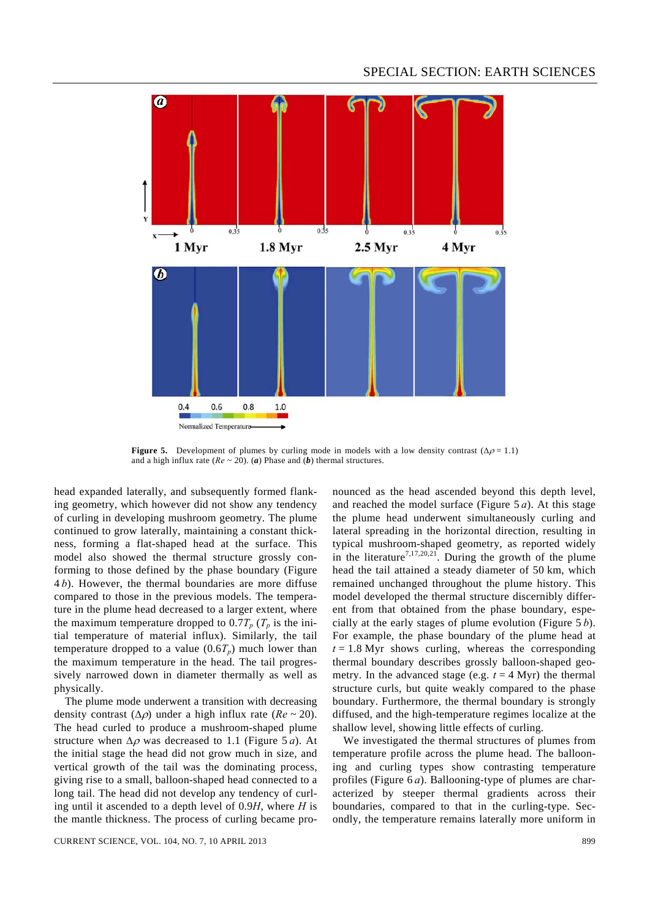**Figure 5.** Development of plumes by curling mode in models with a low density contrast ($\Delta\rho = 1.1$) and a high influx rate ($Re \sim 20$). (***a***) Phase and (***b***) thermal structures.

head expanded laterally, and subsequently formed flanking geometry, which however did not show any tendency of curling in developing mushroom geometry. The plume continued to grow laterally, maintaining a constant thickness, forming a flat-shaped head at the surface. This model also showed the thermal structure grossly conforming to those defined by the phase boundary (Figure 4 *b*). However, the thermal boundaries are more diffuse compared to those in the previous models. The temperature in the plume head decreased to a larger extent, where the maximum temperature dropped to $0.7T_p$ ($T_p$ is the initial temperature of material influx). Similarly, the tail temperature dropped to a value ($0.6T_p$) much lower than the maximum temperature in the head. The tail progressively narrowed down in diameter thermally as well as physically.

The plume mode underwent a transition with decreasing density contrast ($\Delta\rho$) under a high influx rate ($Re \sim 20$). The head curled to produce a mushroom-shaped plume structure when $\Delta\rho$ was decreased to 1.1 (Figure 5 *a*). At the initial stage the head did not grow much in size, and vertical growth of the tail was the dominating process, giving rise to a small, balloon-shaped head connected to a long tail. The head did not develop any tendency of curling until it ascended to a depth level of $0.9H$, where $H$ is the mantle thickness. The process of curling became pronounced as the head ascended beyond this depth level, and reached the model surface (Figure 5 *a*). At this stage the plume head underwent simultaneously curling and lateral spreading in the horizontal direction, resulting in typical mushroom-shaped geometry, as reported widely in the literature[7,17,20,21]. During the growth of the plume head the tail attained a steady diameter of 50 km, which remained unchanged throughout the plume history. This model developed the thermal structure discernibly different from that obtained from the phase boundary, especially at the early stages of plume evolution (Figure 5 *b*). For example, the phase boundary of the plume head at $t = 1.8$ Myr shows curling, whereas the corresponding thermal boundary describes grossly balloon-shaped geometry. In the advanced stage (e.g. $t = 4$ Myr) the thermal structure curls, but quite weakly compared to the phase boundary. Furthermore, the thermal boundary is strongly diffused, and the high-temperature regimes localize at the shallow level, showing little effects of curling.

We investigated the thermal structures of plumes from temperature profile across the plume head. The ballooning and curling types show contrasting temperature profiles (Figure 6 *a*). Ballooning-type of plumes are characterized by steeper thermal gradients across their boundaries, compared to that in the curling-type. Secondly, the temperature remains laterally more uniform in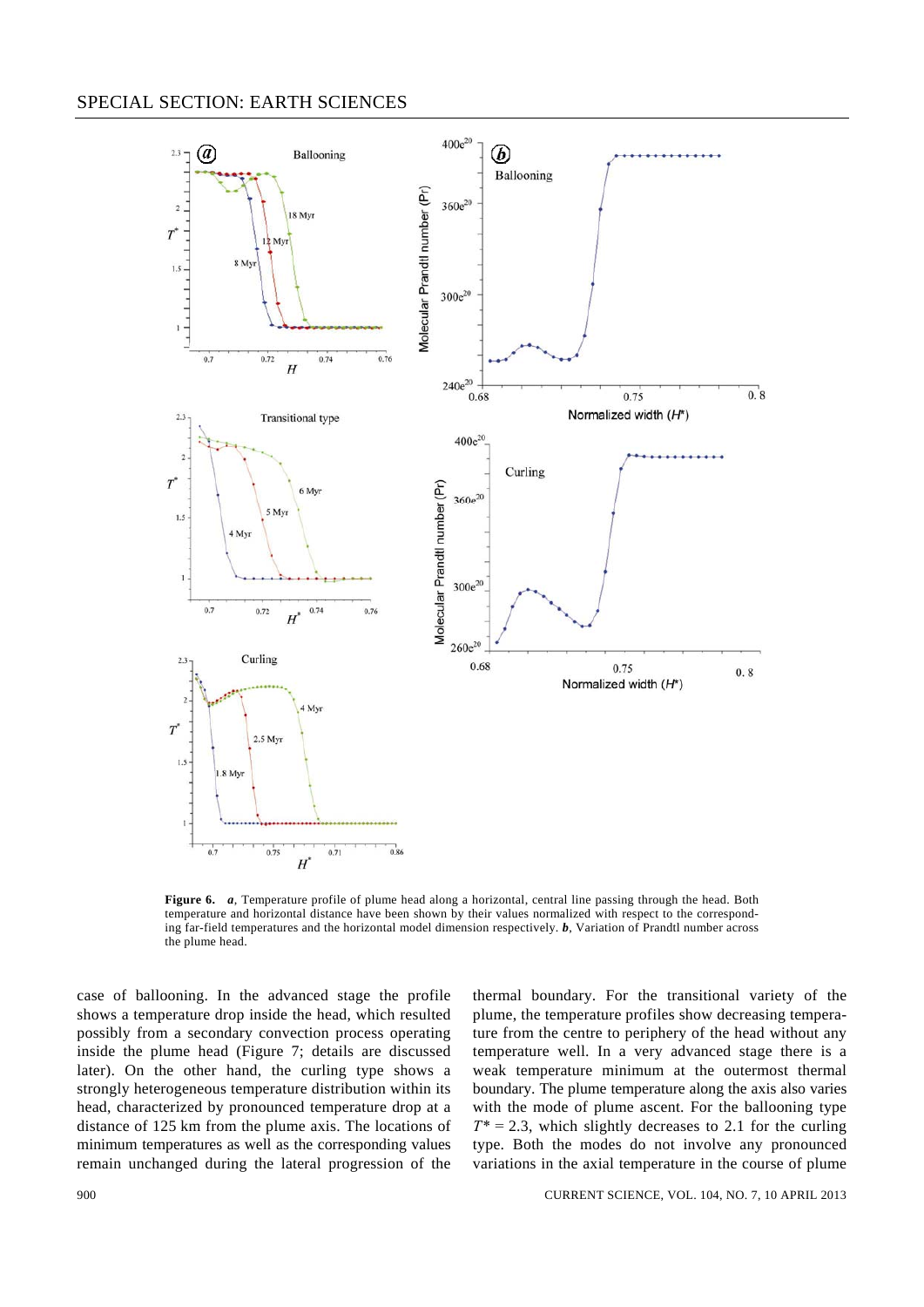**Figure 6.** ***a***, Temperature profile of plume head along a horizontal, central line passing through the head. Both temperature and horizontal distance have been shown by their values normalized with respect to the corresponding far-field temperatures and the horizontal model dimension respectively. ***b***, Variation of Prandtl number across the plume head.

case of ballooning. In the advanced stage the profile shows a temperature drop inside the head, which resulted possibly from a secondary convection process operating inside the plume head (Figure 7; details are discussed later). On the other hand, the curling type shows a strongly heterogeneous temperature distribution within its head, characterized by pronounced temperature drop at a distance of 125 km from the plume axis. The locations of minimum temperatures as well as the corresponding values remain unchanged during the lateral progression of the thermal boundary. For the transitional variety of the plume, the temperature profiles show decreasing temperature from the centre to periphery of the head without any temperature well. In a very advanced stage there is a weak temperature minimum at the outermost thermal boundary. The plume temperature along the axis also varies with the mode of plume ascent. For the ballooning type $T^* = 2.3$, which slightly decreases to 2.1 for the curling type. Both the modes do not involve any pronounced variations in the axial temperature in the course of plume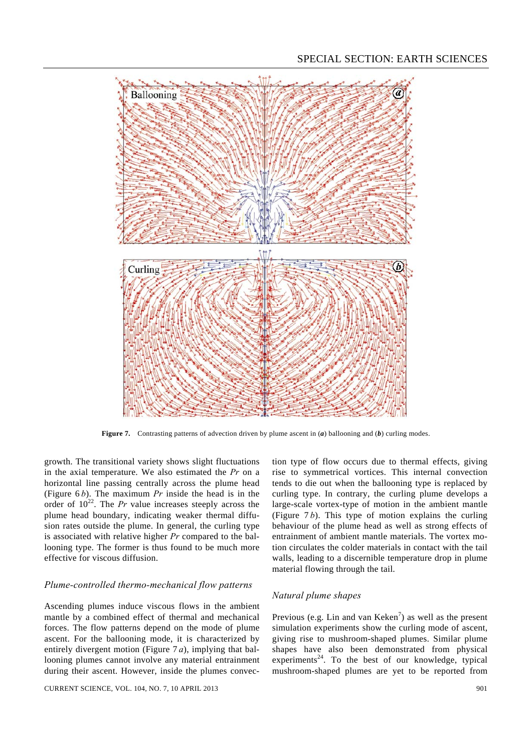**Figure 7.** Contrasting patterns of advection driven by plume ascent in (***a***) ballooning and (***b***) curling modes.

growth. The transitional variety shows slight fluctuations in the axial temperature. We also estimated the *Pr* on a horizontal line passing centrally across the plume head (Figure 6 *b*). The maximum *Pr* inside the head is in the order of $10^{22}$. The *Pr* value increases steeply across the plume head boundary, indicating weaker thermal diffusion rates outside the plume. In general, the curling type is associated with relative higher *Pr* compared to the ballooning type. The former is thus found to be much more effective for viscous diffusion.

### *Plume-controlled thermo-mechanical flow patterns*

Ascending plumes induce viscous flows in the ambient mantle by a combined effect of thermal and mechanical forces. The flow patterns depend on the mode of plume ascent. For the ballooning mode, it is characterized by entirely divergent motion (Figure 7 *a*), implying that ballooning plumes cannot involve any material entrainment during their ascent. However, inside the plumes convection type of flow occurs due to thermal effects, giving rise to symmetrical vortices. This internal convection tends to die out when the ballooning type is replaced by curling type. In contrary, the curling plume develops a large-scale vortex-type of motion in the ambient mantle (Figure 7 *b*). This type of motion explains the curling behaviour of the plume head as well as strong effects of entrainment of ambient mantle materials. The vortex motion circulates the colder materials in contact with the tail walls, leading to a discernible temperature drop in plume material flowing through the tail.

### *Natural plume shapes*

Previous (e.g. Lin and van Keken[7]) as well as the present simulation experiments show the curling mode of ascent, giving rise to mushroom-shaped plumes. Similar plume shapes have also been demonstrated from physical experiments[24]. To the best of our knowledge, typical mushroom-shaped plumes are yet to be reported from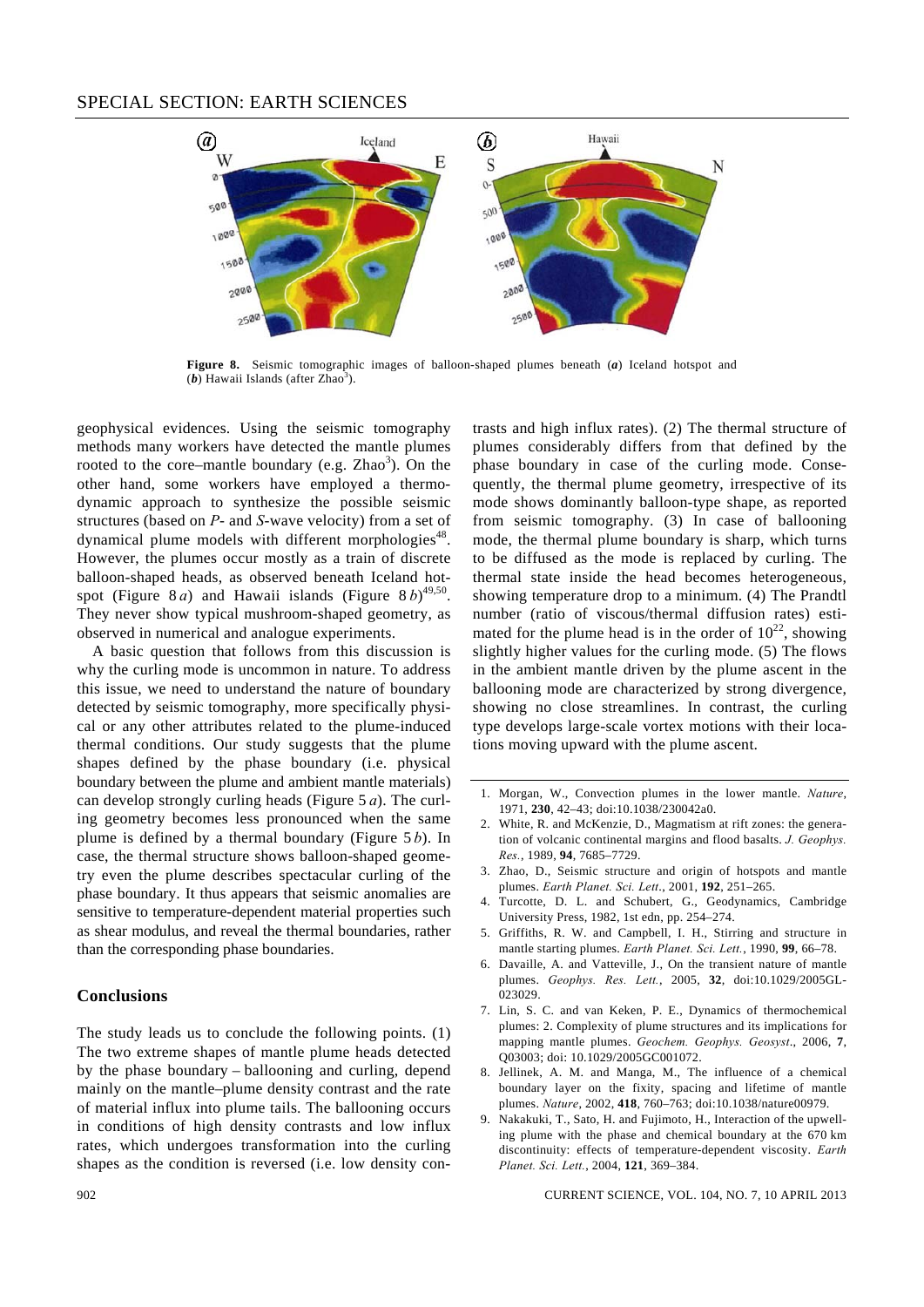**Figure 8.** Seismic tomographic images of balloon-shaped plumes beneath (*a*) Iceland hotspot and (*b*) Hawaii Islands (after Zhao[3]).

geophysical evidences. Using the seismic tomography methods many workers have detected the mantle plumes rooted to the core–mantle boundary (e.g. Zhao[3]). On the other hand, some workers have employed a thermodynamic approach to synthesize the possible seismic structures (based on *P*- and *S*-wave velocity) from a set of dynamical plume models with different morphologies[48]. However, the plumes occur mostly as a train of discrete balloon-shaped heads, as observed beneath Iceland hotspot (Figure 8*a*) and Hawaii islands (Figure 8*b*)[49,50]. They never show typical mushroom-shaped geometry, as observed in numerical and analogue experiments.

A basic question that follows from this discussion is why the curling mode is uncommon in nature. To address this issue, we need to understand the nature of boundary detected by seismic tomography, more specifically physical or any other attributes related to the plume-induced thermal conditions. Our study suggests that the plume shapes defined by the phase boundary (i.e. physical boundary between the plume and ambient mantle materials) can develop strongly curling heads (Figure 5*a*). The curling geometry becomes less pronounced when the same plume is defined by a thermal boundary (Figure 5*b*). In case, the thermal structure shows balloon-shaped geometry even the plume describes spectacular curling of the phase boundary. It thus appears that seismic anomalies are sensitive to temperature-dependent material properties such as shear modulus, and reveal the thermal boundaries, rather than the corresponding phase boundaries.

## Conclusions

The study leads us to conclude the following points. (1) The two extreme shapes of mantle plume heads detected by the phase boundary – ballooning and curling, depend mainly on the mantle–plume density contrast and the rate of material influx into plume tails. The ballooning occurs in conditions of high density contrasts and low influx rates, which undergoes transformation into the curling shapes as the condition is reversed (i.e. low density contrasts and high influx rates). (2) The thermal structure of plumes considerably differs from that defined by the phase boundary in case of the curling mode. Consequently, the thermal plume geometry, irrespective of its mode shows dominantly balloon-type shape, as reported from seismic tomography. (3) In case of ballooning mode, the thermal plume boundary is sharp, which turns to be diffused as the mode is replaced by curling. The thermal state inside the head becomes heterogeneous, showing temperature drop to a minimum. (4) The Prandtl number (ratio of viscous/thermal diffusion rates) estimated for the plume head is in the order of $10^{22}$, showing slightly higher values for the curling mode. (5) The flows in the ambient mantle driven by the plume ascent in the ballooning mode are characterized by strong divergence, showing no close streamlines. In contrast, the curling type develops large-scale vortex motions with their locations moving upward with the plume ascent.

1. Morgan, W., Convection plumes in the lower mantle. *Nature*, 1971, **230**, 42–43; doi:10.1038/230042a0.
2. White, R. and McKenzie, D., Magmatism at rift zones: the generation of volcanic continental margins and flood basalts. *J. Geophys. Res.*, 1989, **94**, 7685–7729.
3. Zhao, D., Seismic structure and origin of hotspots and mantle plumes. *Earth Planet. Sci. Lett*., 2001, **192**, 251–265.
4. Turcotte, D. L. and Schubert, G., Geodynamics, Cambridge University Press, 1982, 1st edn, pp. 254–274.
5. Griffiths, R. W. and Campbell, I. H., Stirring and structure in mantle starting plumes. *Earth Planet. Sci. Lett.*, 1990, **99**, 66–78.
6. Davaille, A. and Vatteville, J., On the transient nature of mantle plumes. *Geophys. Res. Lett.*, 2005, **32**, doi:10.1029/2005GL-023029.
7. Lin, S. C. and van Keken, P. E., Dynamics of thermochemical plumes: 2. Complexity of plume structures and its implications for mapping mantle plumes. *Geochem. Geophys. Geosyst*., 2006, **7**, Q03003; doi: 10.1029/2005GC001072.
8. Jellinek, A. M. and Manga, M., The influence of a chemical boundary layer on the fixity, spacing and lifetime of mantle plumes. *Nature*, 2002, **418**, 760–763; doi:10.1038/nature00979.
9. Nakakuki, T., Sato, H. and Fujimoto, H., Interaction of the upwelling plume with the phase and chemical boundary at the 670 km discontinuity: effects of temperature-dependent viscosity. *Earth Planet. Sci. Lett.*, 2004, **121**, 369–384.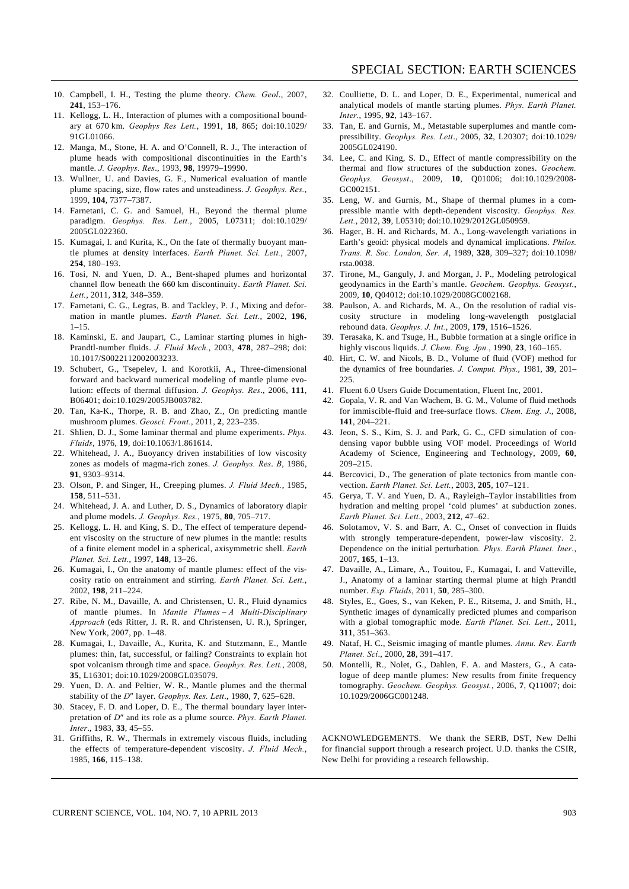10. Campbell, I. H., Testing the plume theory. *Chem. Geol*., 2007, **241**, 153–176.
11. Kellogg, L. H., Interaction of plumes with a compositional boundary at 670 km. *Geophys Res Lett.*, 1991, **18**, 865; doi:10.1029/91GL01066.
12. Manga, M., Stone, H. A. and O'Connell, R. J., The interaction of plume heads with compositional discontinuities in the Earth's mantle. *J. Geophys. Res*., 1993, **98**, 19979–19990.
13. Wullner, U. and Davies, G. F., Numerical evaluation of mantle plume spacing, size, flow rates and unsteadiness. *J. Geophys. Res.*, 1999, **104**, 7377–7387.
14. Farnetani, C. G. and Samuel, H., Beyond the thermal plume paradigm. *Geophys. Res. Lett.*, 2005, L07311; doi:10.1029/2005GL022360.
15. Kumagai, I. and Kurita, K., On the fate of thermally buoyant mantle plumes at density interfaces. *Earth Planet. Sci. Lett.*, 2007, **254**, 180–193.
16. Tosi, N. and Yuen, D. A., Bent-shaped plumes and horizontal channel flow beneath the 660 km discontinuity. *Earth Planet. Sci. Lett.*, 2011, **312**, 348–359.
17. Farnetani, C. G., Legras, B. and Tackley, P. J., Mixing and deformation in mantle plumes. *Earth Planet. Sci. Lett.*, 2002, **196**, 1–15.
18. Kaminski, E. and Jaupart, C., Laminar starting plumes in high-Prandtl-number fluids. *J. Fluid Mech.*, 2003, **478**, 287–298; doi: 10.1017/S0022112002003233.
19. Schubert, G., Tsepelev, I. and Korotkii, A., Three-dimensional forward and backward numerical modeling of mantle plume evolution: effects of thermal diffusion. *J. Geophys. Res*., 2006, **111**, B06401; doi:10.1029/2005JB003782.
20. Tan, Ka-K., Thorpe, R. B. and Zhao, Z., On predicting mantle mushroom plumes. *Geosci. Front.*, 2011, **2**, 223–235.
21. Shlien, D. J., Some laminar thermal and plume experiments. *Phys. Fluids*, 1976, **19**, doi:10.1063/1.861614.
22. Whitehead, J. A., Buoyancy driven instabilities of low viscosity zones as models of magma-rich zones. *J. Geophys. Res*. *B*, 1986, **91**, 9303–9314.
23. Olson, P. and Singer, H., Creeping plumes. *J. Fluid Mech.*, 1985, **158**, 511–531.
24. Whitehead, J. A. and Luther, D. S., Dynamics of laboratory diapir and plume models. *J. Geophys. Res.*, 1975, **80**, 705–717.
25. Kellogg, L. H. and King, S. D., The effect of temperature dependent viscosity on the structure of new plumes in the mantle: results of a finite element model in a spherical, axisymmetric shell. *Earth Planet. Sci. Lett.*, 1997, **148**, 13–26.
26. Kumagai, I., On the anatomy of mantle plumes: effect of the viscosity ratio on entrainment and stirring. *Earth Planet. Sci. Lett.*, 2002, **198**, 211–224.
27. Ribe, N. M., Davaille, A. and Christensen, U. R., Fluid dynamics of mantle plumes. In *Mantle Plumes – A Multi-Disciplinary Approach* (eds Ritter, J. R. R. and Christensen, U. R.), Springer, New York, 2007, pp. 1–48.
28. Kumagai, I., Davaille, A., Kurita, K. and Stutzmann, E., Mantle plumes: thin, fat, successful, or failing? Constraints to explain hot spot volcanism through time and space. *Geophys. Res. Lett.*, 2008, **35**, L16301; doi:10.1029/2008GL035079.
29. Yuen, D. A. and Peltier, W. R., Mantle plumes and the thermal stability of the *D*″ layer. *Geophys. Res. Lett*., 1980, **7**, 625–628.
30. Stacey, F. D. and Loper, D. E., The thermal boundary layer interpretation of *D*″ and its role as a plume source. *Phys. Earth Planet. Inter*., 1983, **33**, 45–55.
31. Griffiths, R. W., Thermals in extremely viscous fluids, including the effects of temperature-dependent viscosity. *J. Fluid Mech.*, 1985, **166**, 115–138.
32. Coulliette, D. L. and Loper, D. E., Experimental, numerical and analytical models of mantle starting plumes. *Phys. Earth Planet. Inter.*, 1995, **92**, 143–167.
33. Tan, E. and Gurnis, M., Metastable superplumes and mantle compressibility. *Geophys. Res. Lett*., 2005, **32**, L20307; doi:10.1029/2005GL024190.
34. Lee, C. and King, S. D., Effect of mantle compressibility on the thermal and flow structures of the subduction zones. *Geochem. Geophys. Geosyst*., 2009, **10**, Q01006; doi:10.1029/2008-GC002151.
35. Leng, W. and Gurnis, M., Shape of thermal plumes in a compressible mantle with depth-dependent viscosity. *Geophys. Res. Lett.*, 2012, **39**, L05310; doi:10.1029/2012GL050959.
36. Hager, B. H. and Richards, M. A., Long-wavelength variations in Earth's geoid: physical models and dynamical implications. *Philos. Trans. R. Soc. London, Ser. A*, 1989, **328**, 309–327; doi:10.1098/rsta.0038.
37. Tirone, M., Ganguly, J. and Morgan, J. P., Modeling petrological geodynamics in the Earth's mantle. *Geochem. Geophys. Geosyst.*, 2009, **10**, Q04012; doi:10.1029/2008GC002168.
38. Paulson, A. and Richards, M. A., On the resolution of radial viscosity structure in modeling long-wavelength postglacial rebound data. *Geophys. J. Int.*, 2009, **179**, 1516–1526.
39. Terasaka, K. and Tsuge, H., Bubble formation at a single orifice in highly viscous liquids. *J. Chem. Eng. Jpn.*, 1990, **23**, 160–165.
40. Hirt, C. W. and Nicols, B. D., Volume of fluid (VOF) method for the dynamics of free boundaries. *J. Comput. Phys.*, 1981, **39**, 201–225.
41. Fluent 6.0 Users Guide Documentation, Fluent Inc, 2001.
42. Gopala, V. R. and Van Wachem, B. G. M., Volume of fluid methods for immiscible-fluid and free-surface flows. *Chem. Eng. J*., 2008, **141**, 204–221.
43. Jeon, S. S., Kim, S. J. and Park, G. C., CFD simulation of condensing vapor bubble using VOF model. Proceedings of World Academy of Science, Engineering and Technology, 2009, **60**, 209–215.
44. Bercovici, D., The generation of plate tectonics from mantle convection. *Earth Planet. Sci. Lett.*, 2003, **205**, 107–121.
45. Gerya, T. V. and Yuen, D. A., Rayleigh–Taylor instabilities from hydration and melting propel 'cold plumes' at subduction zones. *Earth Planet. Sci. Lett.*, 2003, **212**, 47–62.
46. Solotamov, V. S. and Barr, A. C., Onset of convection in fluids with strongly temperature-dependent, power-law viscosity. 2. Dependence on the initial perturbation*. Phys. Earth Planet. Iner*., 2007, **165**, 1–13.
47. Davaille, A., Limare, A., Touitou, F., Kumagai, I. and Vatteville, J., Anatomy of a laminar starting thermal plume at high Prandtl number. *Exp. Fluids*, 2011, **50**, 285–300.
48. Styles, E., Goes, S., van Keken, P. E., Ritsema, J. and Smith, H., Synthetic images of dynamically predicted plumes and comparison with a global tomographic mode. *Earth Planet. Sci. Lett.*, 2011, **311**, 351–363.
49. Nataf, H. C., Seismic imaging of mantle plumes*. Annu. Rev. Earth Planet. Sci*., 2000, **28**, 391–417.
50. Montelli, R., Nolet, G., Dahlen, F. A. and Masters, G., A catalogue of deep mantle plumes: New results from finite frequency tomography. *Geochem. Geophys. Geosyst.*, 2006, **7**, Q11007; doi: 10.1029/2006GC001248.

ACKNOWLEDGEMENTS. We thank the SERB, DST, New Delhi for financial support through a research project. U.D. thanks the CSIR, New Delhi for providing a research fellowship.